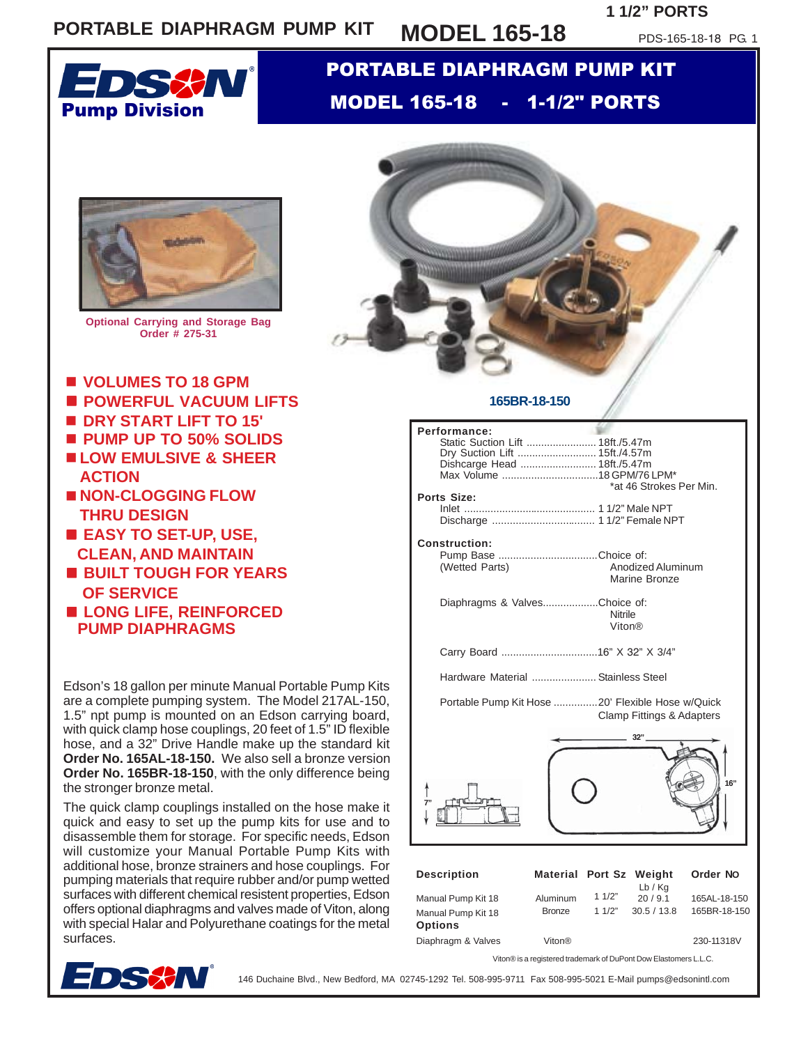# PORTABLE DIAPHRAGM PUMP KIT

# MODEL 165-18 - 1-1/2" PORTS

EDSON Pump Division

Optional Carrying and Storage Bag
Order # 275-31

165BR-18-150

- VOLUMES TO 18 GPM
- POWERFUL VACUUM LIFTS
- DRY START LIFT TO 15'
- PUMP UP TO 50% SOLIDS
- LOW EMULSIVE & SHEER ACTION
- NON-CLOGGING FLOW THRU DESIGN
- EASY TO SET-UP, USE, CLEAN, AND MAINTAIN
- BUILT TOUGH FOR YEARS OF SERVICE
- LONG LIFE, REINFORCED PUMP DIAPHRAGMS

Edson's 18 gallon per minute Manual Portable Pump Kits are a complete pumping system. The Model 217AL-150, 1.5" npt pump is mounted on an Edson carrying board, with quick clamp hose couplings, 20 feet of 1.5" ID flexible hose, and a 32" Drive Handle make up the standard kit **Order No. 165AL-18-150.** We also sell a bronze version **Order No. 165BR-18-150**, with the only difference being the stronger bronze metal.

The quick clamp couplings installed on the hose make it quick and easy to set up the pump kits for use and to disassemble them for storage. For specific needs, Edson will customize your Manual Portable Pump Kits with additional hose, bronze strainers and hose couplings. For pumping materials that require rubber and/or pump wetted surfaces with different chemical resistent properties, Edson offers optional diaphragms and valves made of Viton, along with special Halar and Polyurethane coatings for the metal surfaces.

**Performance:**
- Static Suction Lift ........................ 18ft./5.47m
- Dry Suction Lift ........................... 15ft./4.57m
- Dishcarge Head .......................... 18ft./5.47m
- Max Volume ................................. 18 GPM/76 LPM*
  - *at 46 Strokes Per Min.

**Ports Size:**
- Inlet ............................................ 1 1/2" Male NPT
- Discharge ................................... 1 1/2" Female NPT

**Construction:**
- Pump Base (Wetted Parts) .................................Choice of: Anodized Aluminum, Marine Bronze
- Diaphragms & Valves...................Choice of: Nitrile, Viton®
- Carry Board .................................16" X 32" X 3/4"
- Hardware Material ...................... Stainless Steel
- Portable Pump Kit Hose ...............20' Flexible Hose w/Quick Clamp Fittings & Adapters

32" 16" 7"

| Description | Material | Port Sz | Weight Lb / Kg | Order NO |
|---|---|---|---|---|
| Manual Pump Kit 18 | Aluminum | 1 1/2" | 20 / 9.1 | 165AL-18-150 |
| Manual Pump Kit 18 | Bronze | 1 1/2" | 30.5 / 13.8 | 165BR-18-150 |
| **Options** | | | | |
| Diaphragm & Valves | Viton® | | | 230-11318V |

Viton® is a registered trademark of DuPont Dow Elastomers L.L.C.

146 Duchaine Blvd., New Bedford, MA 02745-1292 Tel. 508-995-9711 Fax 508-995-5021 E-Mail pumps@edsonintl.com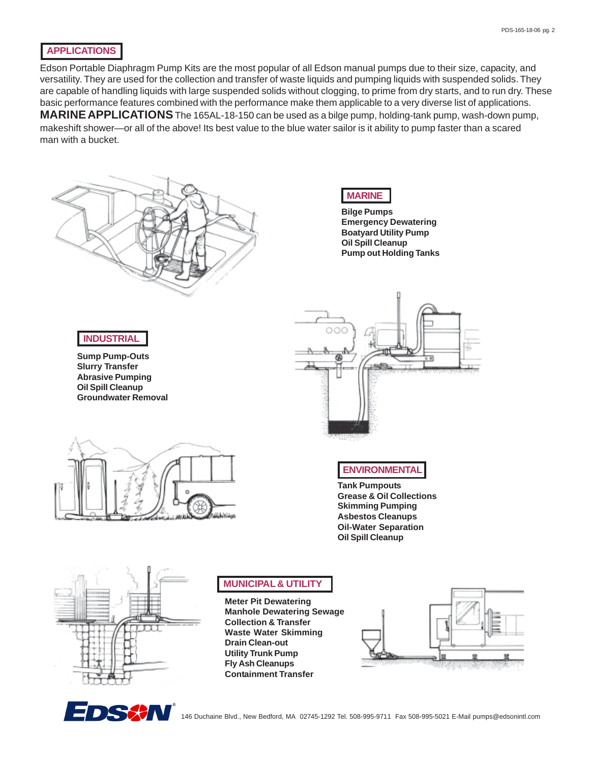## APPLICATIONS

Edson Portable Diaphragm Pump Kits are the most popular of all Edson manual pumps due to their size, capacity, and versatility. They are used for the collection and transfer of waste liquids and pumping liquids with suspended solids. They are capable of handling liquids with large suspended solids without clogging, to prime from dry starts, and to run dry. These basic performance features combined with the performance make them applicable to a very diverse list of applications.

**MARINE APPLICATIONS** The 165AL-18-150 can be used as a bilge pump, holding-tank pump, wash-down pump, makeshift shower—or all of the above! Its best value to the blue water sailor is it ability to pump faster than a scared man with a bucket.

### MARINE

**Bilge Pumps**
**Emergency Dewatering**
**Boatyard Utility Pump**
**Oil Spill Cleanup**
**Pump out Holding Tanks**

### INDUSTRIAL

**Sump Pump-Outs**
**Slurry Transfer**
**Abrasive Pumping**
**Oil Spill Cleanup**
**Groundwater Removal**

### ENVIRONMENTAL

**Tank Pumpouts**
**Grease & Oil Collections**
**Skimming Pumping**
**Asbestos Cleanups**
**Oil-Water Separation**
**Oil Spill Cleanup**

### MUNICIPAL & UTILITY

**Meter Pit Dewatering**
**Manhole Dewatering Sewage**
**Collection & Transfer**
**Waste Water Skimming**
**Drain Clean-out**
**Utility Trunk Pump**
**Fly Ash Cleanups**
**Containment Transfer**

EDSON

146 Duchaine Blvd., New Bedford, MA 02745-1292 Tel. 508-995-9711 Fax 508-995-5021 E-Mail pumps@edsonintl.com